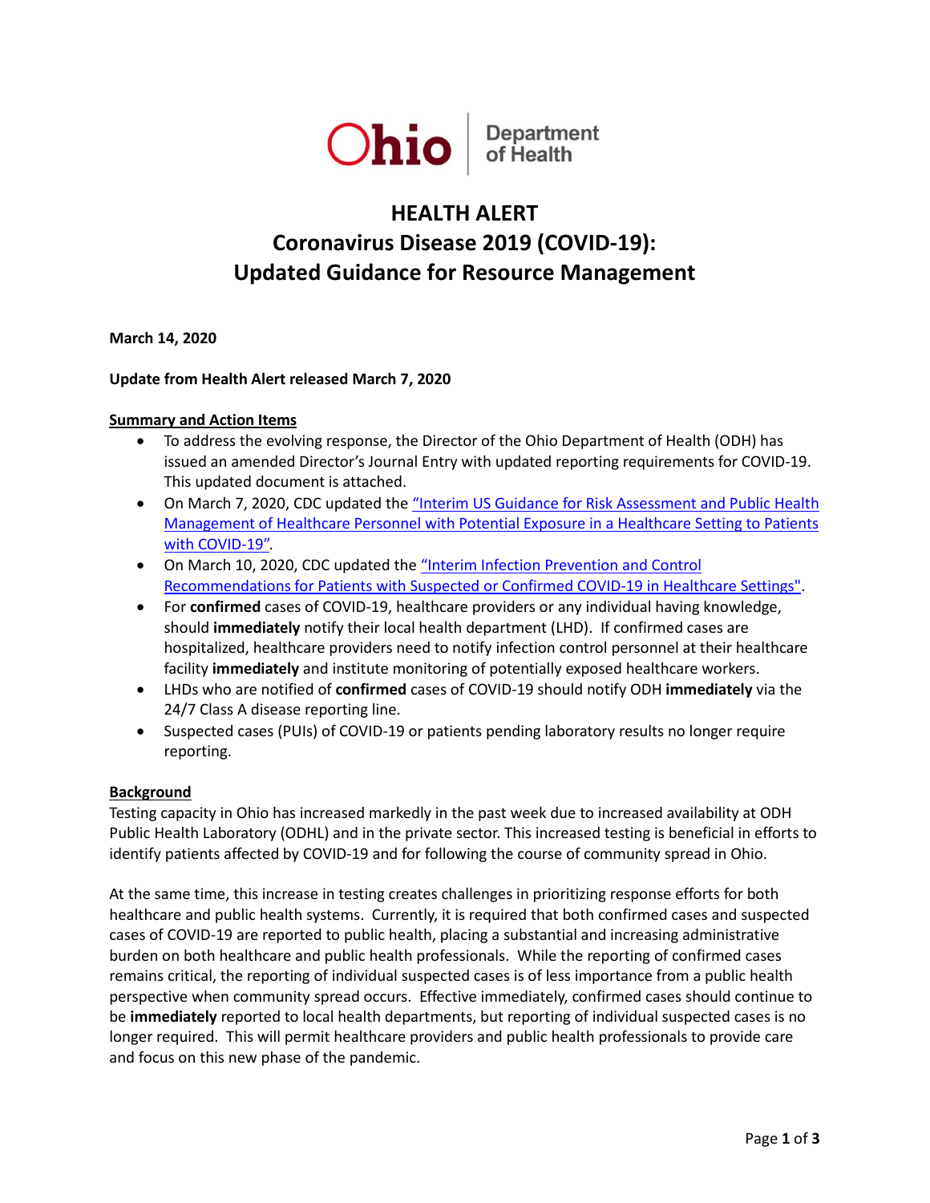Ohio Department of Health

# HEALTH ALERT

# Coronavirus Disease 2019 (COVID-19): Updated Guidance for Resource Management

**March 14, 2020**

**Update from Health Alert released March 7, 2020**

## Summary and Action Items

- To address the evolving response, the Director of the Ohio Department of Health (ODH) has issued an amended Director's Journal Entry with updated reporting requirements for COVID-19. This updated document is attached.
- On March 7, 2020, CDC updated the "Interim US Guidance for Risk Assessment and Public Health Management of Healthcare Personnel with Potential Exposure in a Healthcare Setting to Patients with COVID-19".
- On March 10, 2020, CDC updated the "Interim Infection Prevention and Control Recommendations for Patients with Suspected or Confirmed COVID-19 in Healthcare Settings".
- For **confirmed** cases of COVID-19, healthcare providers or any individual having knowledge, should **immediately** notify their local health department (LHD). If confirmed cases are hospitalized, healthcare providers need to notify infection control personnel at their healthcare facility **immediately** and institute monitoring of potentially exposed healthcare workers.
- LHDs who are notified of **confirmed** cases of COVID-19 should notify ODH **immediately** via the 24/7 Class A disease reporting line.
- Suspected cases (PUIs) of COVID-19 or patients pending laboratory results no longer require reporting.

## Background

Testing capacity in Ohio has increased markedly in the past week due to increased availability at ODH Public Health Laboratory (ODHL) and in the private sector. This increased testing is beneficial in efforts to identify patients affected by COVID-19 and for following the course of community spread in Ohio.

At the same time, this increase in testing creates challenges in prioritizing response efforts for both healthcare and public health systems. Currently, it is required that both confirmed cases and suspected cases of COVID-19 are reported to public health, placing a substantial and increasing administrative burden on both healthcare and public health professionals. While the reporting of confirmed cases remains critical, the reporting of individual suspected cases is of less importance from a public health perspective when community spread occurs. Effective immediately, confirmed cases should continue to be **immediately** reported to local health departments, but reporting of individual suspected cases is no longer required. This will permit healthcare providers and public health professionals to provide care and focus on this new phase of the pandemic.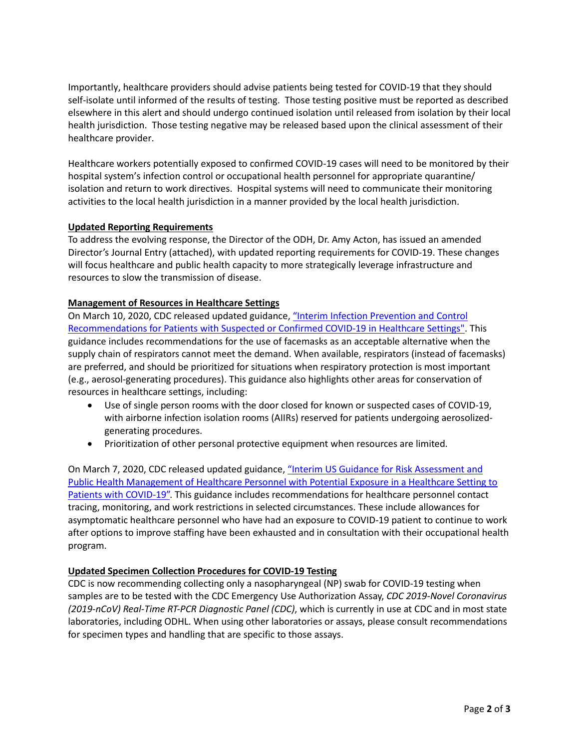Importantly, healthcare providers should advise patients being tested for COVID-19 that they should self-isolate until informed of the results of testing. Those testing positive must be reported as described elsewhere in this alert and should undergo continued isolation until released from isolation by their local health jurisdiction. Those testing negative may be released based upon the clinical assessment of their healthcare provider.

Healthcare workers potentially exposed to confirmed COVID-19 cases will need to be monitored by their hospital system's infection control or occupational health personnel for appropriate quarantine/ isolation and return to work directives. Hospital systems will need to communicate their monitoring activities to the local health jurisdiction in a manner provided by the local health jurisdiction.

**Updated Reporting Requirements**

To address the evolving response, the Director of the ODH, Dr. Amy Acton, has issued an amended Director's Journal Entry (attached), with updated reporting requirements for COVID-19. These changes will focus healthcare and public health capacity to more strategically leverage infrastructure and resources to slow the transmission of disease.

**Management of Resources in Healthcare Settings**

On March 10, 2020, CDC released updated guidance, "Interim Infection Prevention and Control Recommendations for Patients with Suspected or Confirmed COVID-19 in Healthcare Settings". This guidance includes recommendations for the use of facemasks as an acceptable alternative when the supply chain of respirators cannot meet the demand. When available, respirators (instead of facemasks) are preferred, and should be prioritized for situations when respiratory protection is most important (e.g., aerosol-generating procedures). This guidance also highlights other areas for conservation of resources in healthcare settings, including:

- Use of single person rooms with the door closed for known or suspected cases of COVID-19, with airborne infection isolation rooms (AIIRs) reserved for patients undergoing aerosolized-generating procedures.
- Prioritization of other personal protective equipment when resources are limited.

On March 7, 2020, CDC released updated guidance, "Interim US Guidance for Risk Assessment and Public Health Management of Healthcare Personnel with Potential Exposure in a Healthcare Setting to Patients with COVID-19". This guidance includes recommendations for healthcare personnel contact tracing, monitoring, and work restrictions in selected circumstances. These include allowances for asymptomatic healthcare personnel who have had an exposure to COVID-19 patient to continue to work after options to improve staffing have been exhausted and in consultation with their occupational health program.

**Updated Specimen Collection Procedures for COVID-19 Testing**

CDC is now recommending collecting only a nasopharyngeal (NP) swab for COVID-19 testing when samples are to be tested with the CDC Emergency Use Authorization Assay, *CDC 2019-Novel Coronavirus (2019-nCoV) Real-Time RT-PCR Diagnostic Panel (CDC)*, which is currently in use at CDC and in most state laboratories, including ODHL. When using other laboratories or assays, please consult recommendations for specimen types and handling that are specific to those assays.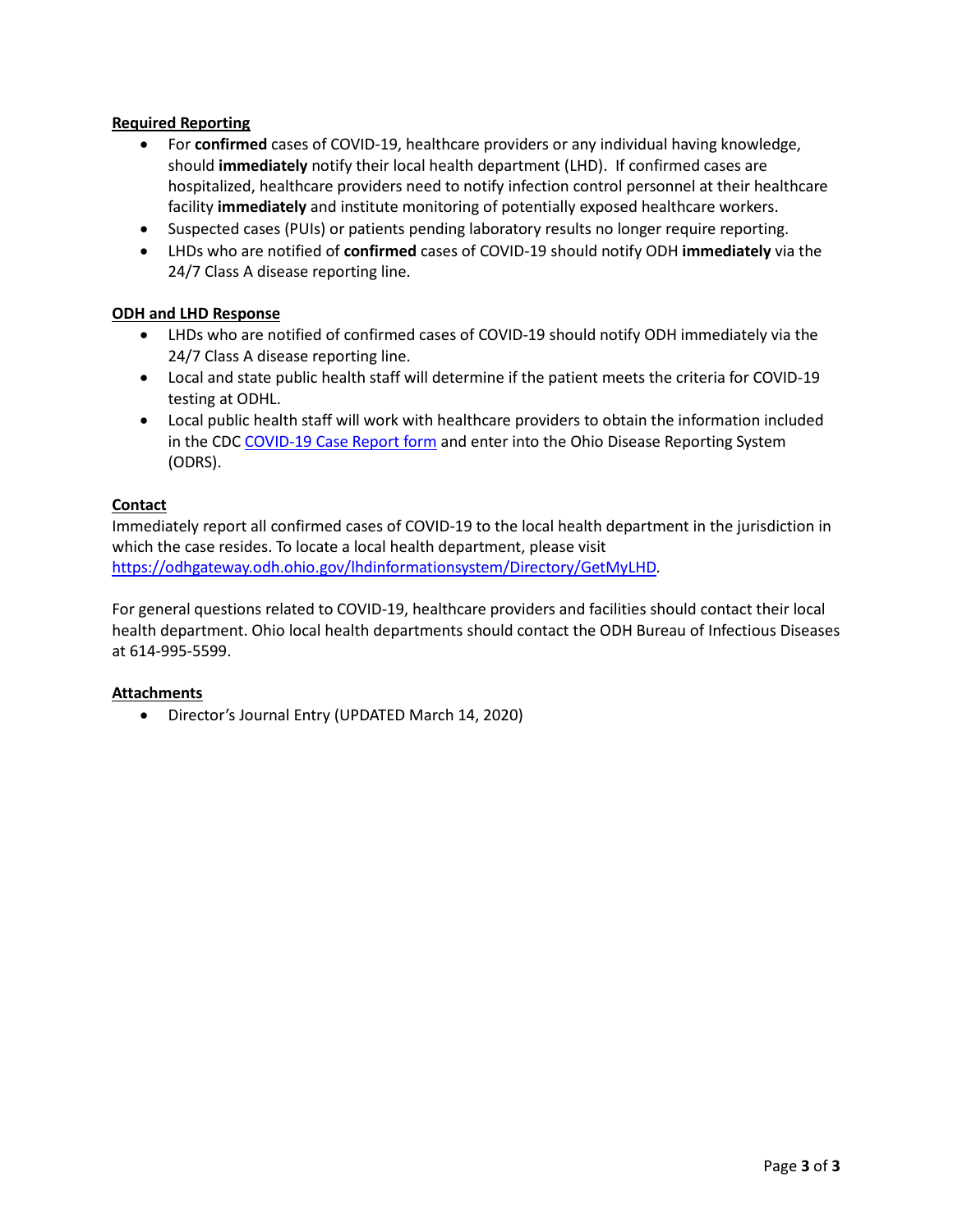**Required Reporting**

- For **confirmed** cases of COVID-19, healthcare providers or any individual having knowledge, should **immediately** notify their local health department (LHD). If confirmed cases are hospitalized, healthcare providers need to notify infection control personnel at their healthcare facility **immediately** and institute monitoring of potentially exposed healthcare workers.
- Suspected cases (PUIs) or patients pending laboratory results no longer require reporting.
- LHDs who are notified of **confirmed** cases of COVID-19 should notify ODH **immediately** via the 24/7 Class A disease reporting line.

**ODH and LHD Response**

- LHDs who are notified of confirmed cases of COVID-19 should notify ODH immediately via the 24/7 Class A disease reporting line.
- Local and state public health staff will determine if the patient meets the criteria for COVID-19 testing at ODHL.
- Local public health staff will work with healthcare providers to obtain the information included in the CDC COVID-19 Case Report form and enter into the Ohio Disease Reporting System (ODRS).

**Contact**

Immediately report all confirmed cases of COVID-19 to the local health department in the jurisdiction in which the case resides. To locate a local health department, please visit https://odhgateway.odh.ohio.gov/lhdinformationsystem/Directory/GetMyLHD.

For general questions related to COVID-19, healthcare providers and facilities should contact their local health department. Ohio local health departments should contact the ODH Bureau of Infectious Diseases at 614-995-5599.

**Attachments**

- Director's Journal Entry (UPDATED March 14, 2020)